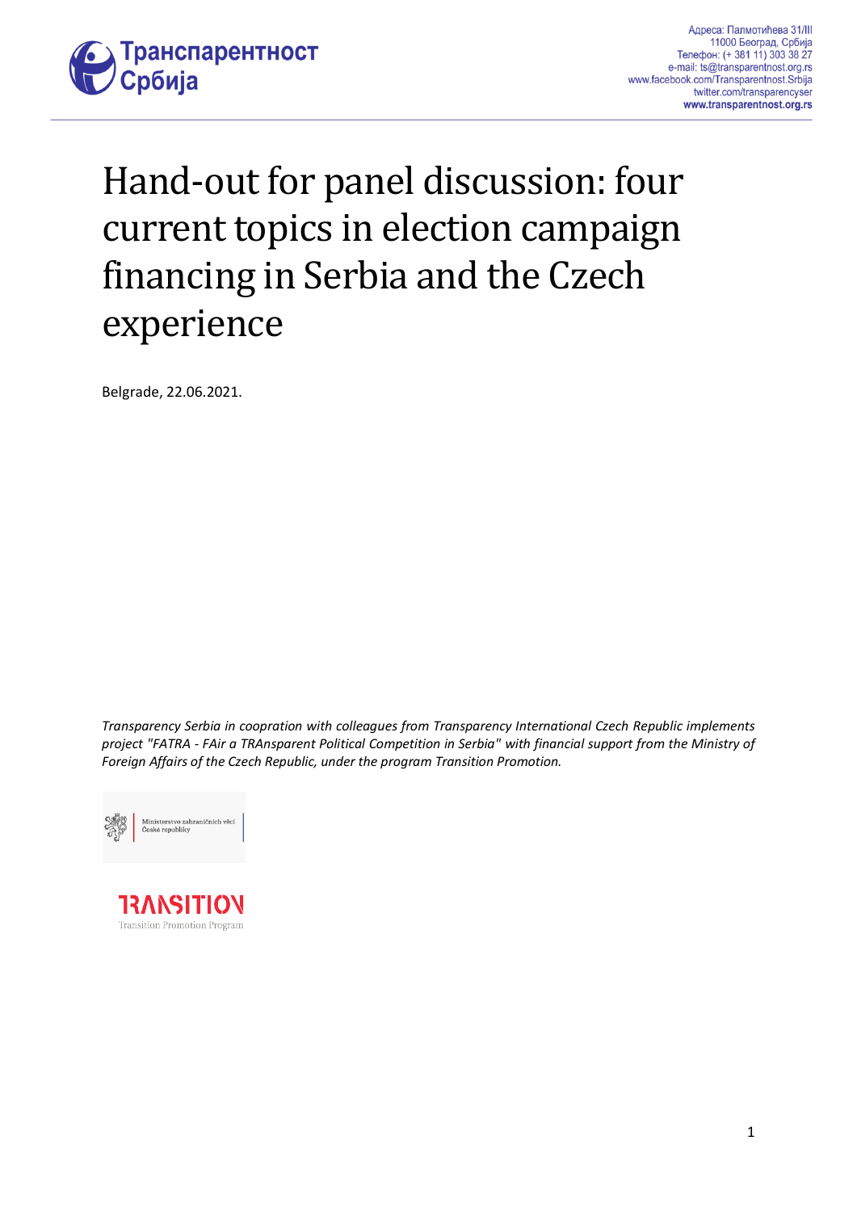Транспарентност Србија

Адреса: Палмотићева 31/III
11000 Београд, Србија
Телефон: (+ 381 11) 303 38 27
e-mail: ts@transparentnost.org.rs
www.facebook.com/Transparentnost.Srbija
twitter.com/transparencyser
**www.transparentnost.org.rs**

# Hand-out for panel discussion: four current topics in election campaign financing in Serbia and the Czech experience

Belgrade, 22.06.2021.

*Transparency Serbia in cooporation with colleagues from Transparency International Czech Republic implements project "FATRA - FAir a TRAnsparent Political Competition in Serbia" with financial support from the Ministry of Foreign Affairs of the Czech Republic, under the program Transition Promotion.*

Ministerstvo zahraničních věcí České republiky

TRANSITION
Transition Promotion Program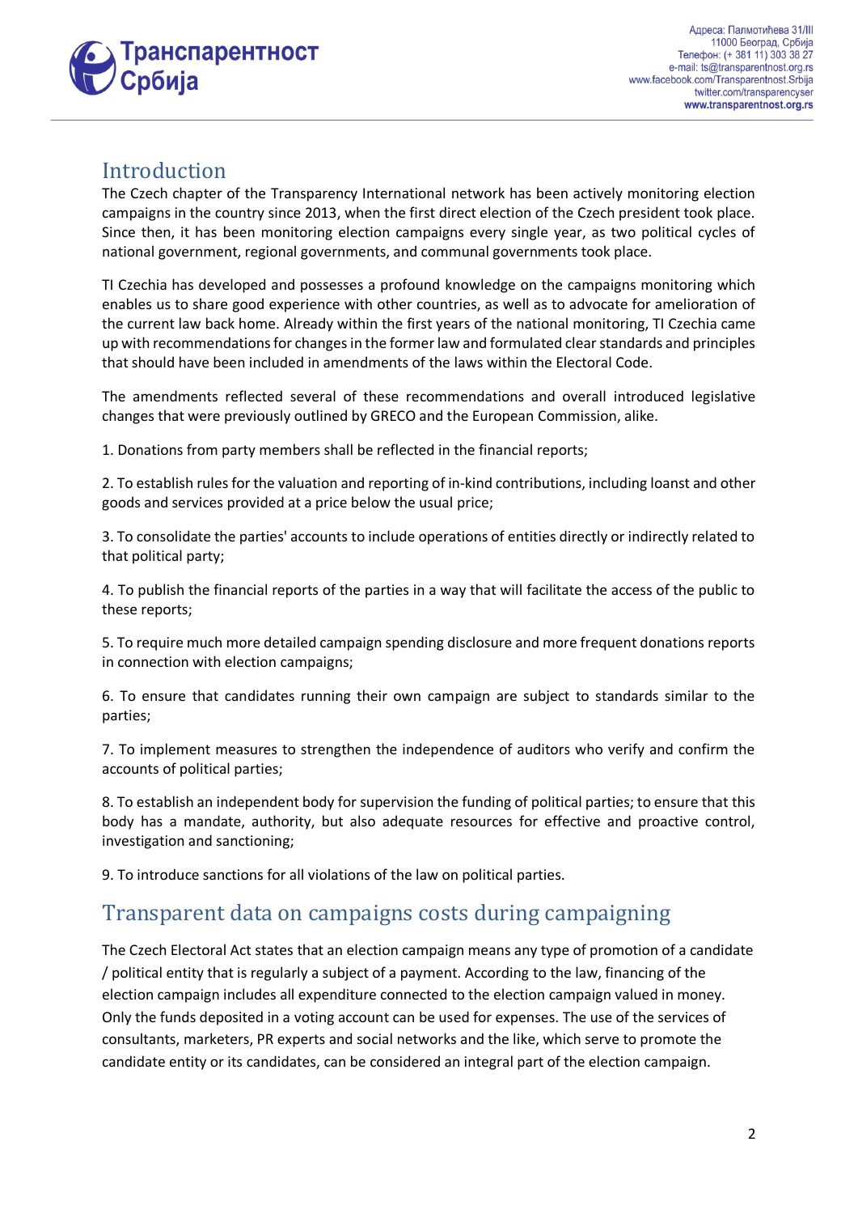## Introduction

The Czech chapter of the Transparency International network has been actively monitoring election campaigns in the country since 2013, when the first direct election of the Czech president took place. Since then, it has been monitoring election campaigns every single year, as two political cycles of national government, regional governments, and communal governments took place.

TI Czechia has developed and possesses a profound knowledge on the campaigns monitoring which enables us to share good experience with other countries, as well as to advocate for amelioration of the current law back home. Already within the first years of the national monitoring, TI Czechia came up with recommendations for changes in the former law and formulated clear standards and principles that should have been included in amendments of the laws within the Electoral Code.

The amendments reflected several of these recommendations and overall introduced legislative changes that were previously outlined by GRECO and the European Commission, alike.

1. Donations from party members shall be reflected in the financial reports;

2. To establish rules for the valuation and reporting of in-kind contributions, including loanst and other goods and services provided at a price below the usual price;

3. To consolidate the parties' accounts to include operations of entities directly or indirectly related to that political party;

4. To publish the financial reports of the parties in a way that will facilitate the access of the public to these reports;

5. To require much more detailed campaign spending disclosure and more frequent donations reports in connection with election campaigns;

6. To ensure that candidates running their own campaign are subject to standards similar to the parties;

7. To implement measures to strengthen the independence of auditors who verify and confirm the accounts of political parties;

8. To establish an independent body for supervision the funding of political parties; to ensure that this body has a mandate, authority, but also adequate resources for effective and proactive control, investigation and sanctioning;

9. To introduce sanctions for all violations of the law on political parties.

## Transparent data on campaigns costs during campaigning

The Czech Electoral Act states that an election campaign means any type of promotion of a candidate / political entity that is regularly a subject of a payment. According to the law, financing of the election campaign includes all expenditure connected to the election campaign valued in money. Only the funds deposited in a voting account can be used for expenses. The use of the services of consultants, marketers, PR experts and social networks and the like, which serve to promote the candidate entity or its candidates, can be considered an integral part of the election campaign.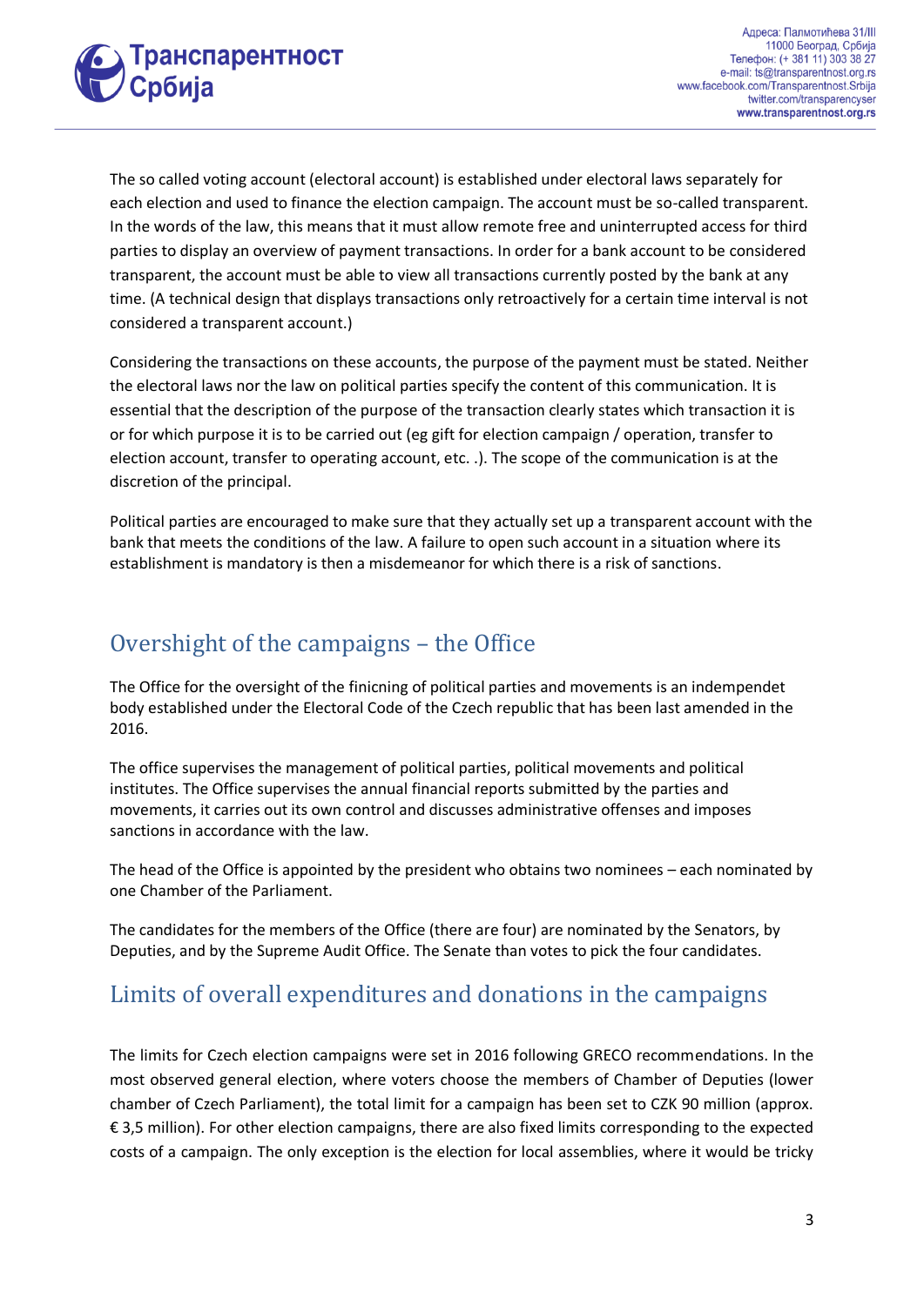The so called voting account (electoral account) is established under electoral laws separately for each election and used to finance the election campaign. The account must be so-called transparent. In the words of the law, this means that it must allow remote free and uninterrupted access for third parties to display an overview of payment transactions. In order for a bank account to be considered transparent, the account must be able to view all transactions currently posted by the bank at any time. (A technical design that displays transactions only retroactively for a certain time interval is not considered a transparent account.)

Considering the transactions on these accounts, the purpose of the payment must be stated. Neither the electoral laws nor the law on political parties specify the content of this communication. It is essential that the description of the purpose of the transaction clearly states which transaction it is or for which purpose it is to be carried out (eg gift for election campaign / operation, transfer to election account, transfer to operating account, etc. .). The scope of the communication is at the discretion of the principal.

Political parties are encouraged to make sure that they actually set up a transparent account with the bank that meets the conditions of the law. A failure to open such account in a situation where its establishment is mandatory is then a misdemeanor for which there is a risk of sanctions.

## Overshight of the campaigns – the Office

The Office for the oversight of the finicning of political parties and movements is an indempendet body established under the Electoral Code of the Czech republic that has been last amended in the 2016.

The office supervises the management of political parties, political movements and political institutes. The Office supervises the annual financial reports submitted by the parties and movements, it carries out its own control and discusses administrative offenses and imposes sanctions in accordance with the law.

The head of the Office is appointed by the president who obtains two nominees – each nominated by one Chamber of the Parliament.

The candidates for the members of the Office (there are four) are nominated by the Senators, by Deputies, and by the Supreme Audit Office. The Senate than votes to pick the four candidates.

## Limits of overall expenditures and donations in the campaigns

The limits for Czech election campaigns were set in 2016 following GRECO recommendations. In the most observed general election, where voters choose the members of Chamber of Deputies (lower chamber of Czech Parliament), the total limit for a campaign has been set to CZK 90 million (approx. € 3,5 million). For other election campaigns, there are also fixed limits corresponding to the expected costs of a campaign. The only exception is the election for local assemblies, where it would be tricky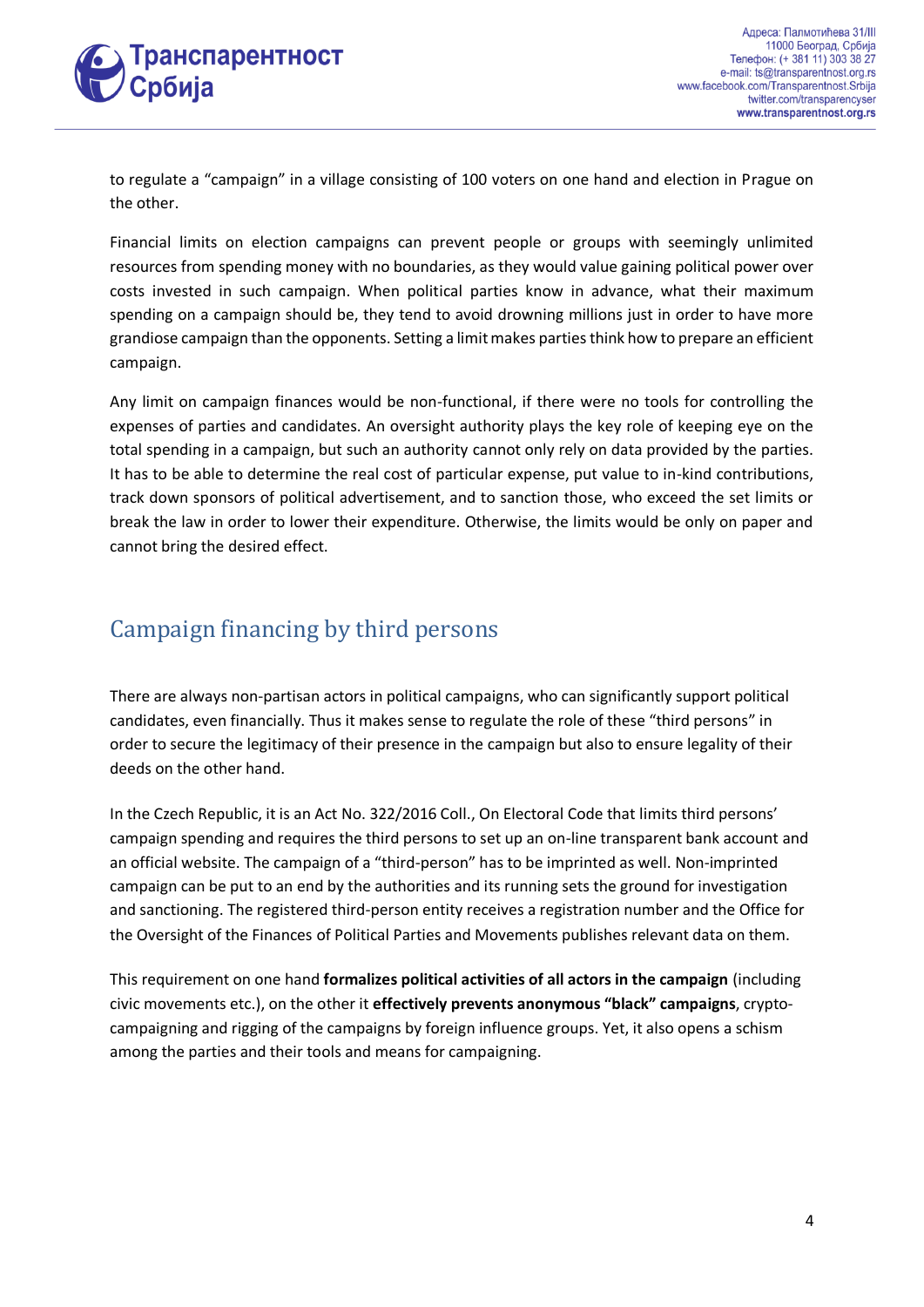to regulate a "campaign" in a village consisting of 100 voters on one hand and election in Prague on the other.

Financial limits on election campaigns can prevent people or groups with seemingly unlimited resources from spending money with no boundaries, as they would value gaining political power over costs invested in such campaign. When political parties know in advance, what their maximum spending on a campaign should be, they tend to avoid drowning millions just in order to have more grandiose campaign than the opponents. Setting a limit makes parties think how to prepare an efficient campaign.

Any limit on campaign finances would be non-functional, if there were no tools for controlling the expenses of parties and candidates. An oversight authority plays the key role of keeping eye on the total spending in a campaign, but such an authority cannot only rely on data provided by the parties. It has to be able to determine the real cost of particular expense, put value to in-kind contributions, track down sponsors of political advertisement, and to sanction those, who exceed the set limits or break the law in order to lower their expenditure. Otherwise, the limits would be only on paper and cannot bring the desired effect.

## Campaign financing by third persons

There are always non-partisan actors in political campaigns, who can significantly support political candidates, even financially. Thus it makes sense to regulate the role of these "third persons" in order to secure the legitimacy of their presence in the campaign but also to ensure legality of their deeds on the other hand.

In the Czech Republic, it is an Act No. 322/2016 Coll., On Electoral Code that limits third persons' campaign spending and requires the third persons to set up an on-line transparent bank account and an official website. The campaign of a "third-person" has to be imprinted as well. Non-imprinted campaign can be put to an end by the authorities and its running sets the ground for investigation and sanctioning. The registered third-person entity receives a registration number and the Office for the Oversight of the Finances of Political Parties and Movements publishes relevant data on them.

This requirement on one hand **formalizes political activities of all actors in the campaign** (including civic movements etc.), on the other it **effectively prevents anonymous "black" campaigns**, crypto-campaigning and rigging of the campaigns by foreign influence groups. Yet, it also opens a schism among the parties and their tools and means for campaigning.